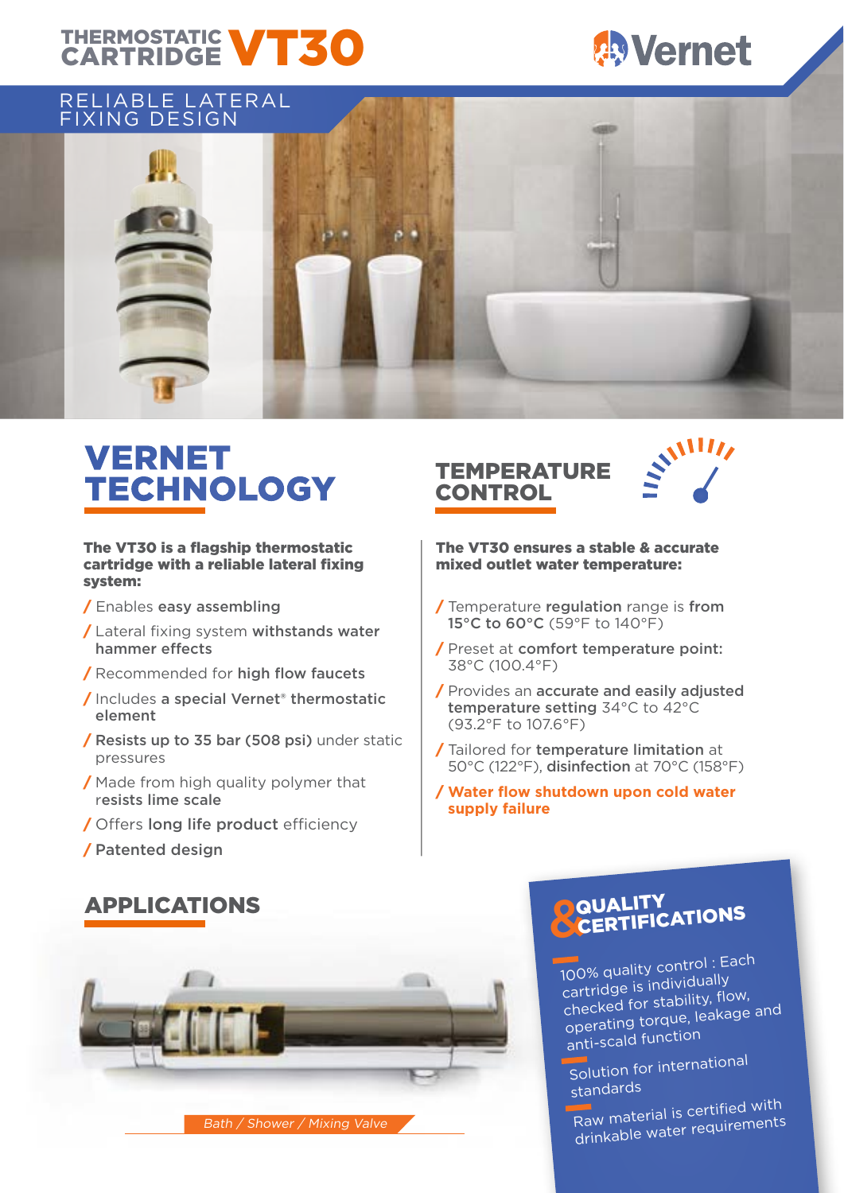# THERMOSTATIC CARTRIDGE VT30

Vernet

RELIABLE LATERAL FIXING DESIGN

## VERNET TECHNOLOGY

**The VT30 is a flagship thermostatic cartridge with a reliable lateral fixing system:**

- Enables **easy assembling**
- Lateral fixing system **withstands water hammer effects**
- Recommended for **high flow faucets**
- Includes **a special Vernet® thermostatic element**
- **Resists up to 35 bar (508 psi)** under static pressures
- Made from high quality polymer that **resists lime scale**
- Offers **long life product** efficiency
- **Patented design**

## TEMPERATURE CONTROL

**The VT30 ensures a stable & accurate mixed outlet water temperature:**

- Temperature **regulation** range is **from 15°C to 60°C** (59°F to 140°F)
- Preset at **comfort temperature point:** 38°C (100.4°F)
- Provides an **accurate and easily adjusted temperature setting** 34°C to 42°C (93.2°F to 107.6°F)
- Tailored for **temperature limitation** at 50°C (122°F), **disinfection** at 70°C (158°F)
- **Water flow shutdown upon cold water supply failure**

## APPLICATIONS

*Bath / Shower / Mixing Valve*

## QUALITY & CERTIFICATIONS

- 100% quality control : Each cartridge is individually checked for stability, flow, operating torque, leakage and anti-scald function
- Solution for international standards
- Raw material is certified with drinkable water requirements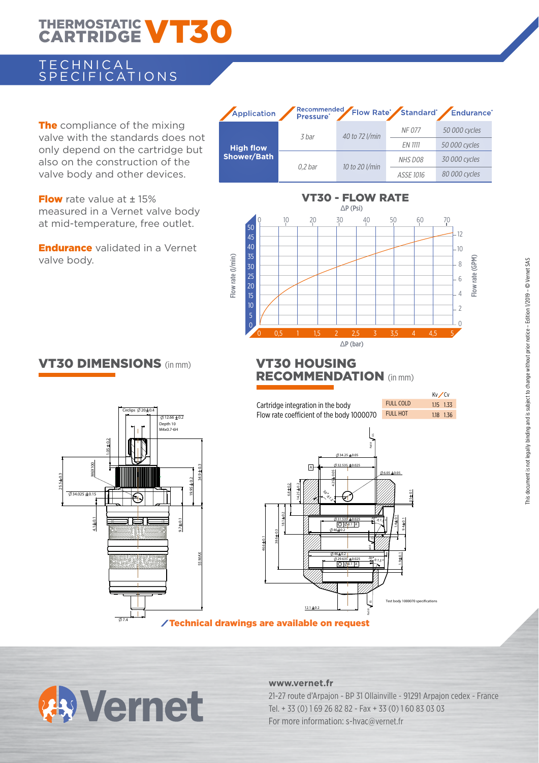# THERMOSTATIC CARTRIDGE VT30

## TECHNICAL SPECIFICATIONS

**The** compliance of the mixing valve with the standards does not only depend on the cartridge but also on the construction of the valve body and other devices.

**Flow** rate value at ± 15% measured in a Vernet valve body at mid-temperature, free outlet.

**Endurance** validated in a Vernet valve body.

| Application | Recommended Pressure* | Flow Rate* | Standard* | Endurance* |
|---|---|---|---|---|
| High flow Shower/Bath | 3 bar | 40 to 72 l/min | NF 077 | 50 000 cycles |
| | | | EN 1111 | 50 000 cycles |
| | 0,2 bar | 10 to 20 l/min | NHS D08 | 30 000 cycles |
| | | | ASSE 1016 | 80 000 cycles |

### VT30 - FLOW RATE

ΔP (Psi)

0 10 20 30 40 50 60 70

Flow rate (l/min)

0 5 10 15 20 25 30 35 40 45 50

Flow rate (GPM)

0 2 4 6 8 10 12

0 0,5 1 1,5 2 2,5 3 3,5 4 4,5 5

ΔP (bar)

## VT30 DIMENSIONS (in mm)

Circlips Ø 20±0.4
Ø 12.66 ±0.2
Depth 10
M4x0.7-6H
1.05±0.2
M6X100
25.5±0.3
Ø 34.025 ±0.15
34.9±0.3
19.95±0.2
4.1±0.1
9.7±0.1
55 MAX
Ø 7.4

## VT30 HOUSING RECOMMENDATION (in mm)

Cartridge integration in the body
Flow rate coefficient of the body 1000070

| | Kv | Cv |
|---|---|---|
| FULL COLD | 1.15 | 1.33 |
| FULL HOT | 1.18 | 1.36 |

Ø 34.25 ±0.05
Ø 32.535 ±0.025
Ø 6.05 ±0.05
Ø 31.535 ±0.025
Ø 46 ±0.2
Ø 29.635 ±0.025
12.1 ±0.2
46.6±0.1
38.6±0.3
18.1±0.2
14.35±0.2
6.8±0.2
14±0.1
9.4±0.1

Test body 1000070 specifications

**Technical drawings are available on request**

www.vernet.fr

21-27 route d'Arpajon - BP 31 Ollainville - 91291 Arpajon cedex - France
Tel. + 33 (0) 1 69 26 82 82 - Fax + 33 (0) 1 60 83 03 03
For more information: s-hvac@vernet.fr

This document is not legally binding and is subject to change without prior notice – Edition 1/2019 – © Vernet SAS